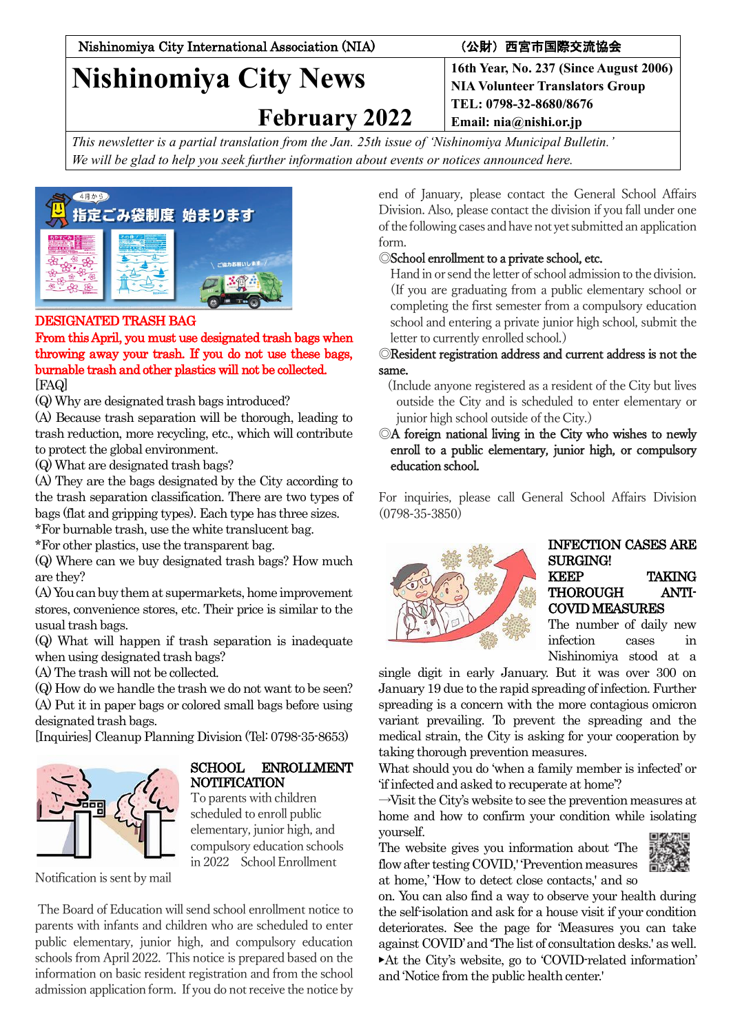Nishinomiya City International Association (NIA) （公財）西宮市国際交流協会

# Nishinomiya City News

## February 2022

**16th Year, No. 237 (Since August 2006)**
**NIA Volunteer Translators Group**
**TEL: 0798-32-8680/8676**
**Email: nia@nishi.or.jp**

*This newsletter is a partial translation from the Jan. 25th issue of 'Nishinomiya Municipal Bulletin.' We will be glad to help you seek further information about events or notices announced here.*

### DESIGNATED TRASH BAG

**From this April, you must use designated trash bags when throwing away your trash. If you do not use these bags, burnable trash and other plastics will not be collected.**

[FAQ]

(Q) Why are designated trash bags introduced?
(A) Because trash separation will be thorough, leading to trash reduction, more recycling, etc., which will contribute to protect the global environment.

(Q) What are designated trash bags?
(A) They are the bags designated by the City according to the trash separation classification. There are two types of bags (flat and gripping types). Each type has three sizes.
*For burnable trash, use the white translucent bag.
*For other plastics, use the transparent bag.

(Q) Where can we buy designated trash bags? How much are they?
(A) You can buy them at supermarkets, home improvement stores, convenience stores, etc. Their price is similar to the usual trash bags.

(Q) What will happen if trash separation is inadequate when using designated trash bags?
(A) The trash will not be collected.

(Q) How do we handle the trash we do not want to be seen?
(A) Put it in paper bags or colored small bags before using designated trash bags.

[Inquiries] Cleanup Planning Division (Tel: 0798-35-8653)

### SCHOOL ENROLLMENT NOTIFICATION

To parents with children scheduled to enroll public elementary, junior high, and compulsory education schools in 2022 School Enrollment Notification is sent by mail

The Board of Education will send school enrollment notice to parents with infants and children who are scheduled to enter public elementary, junior high, and compulsory education schools from April 2022. This notice is prepared based on the information on basic resident registration and from the school admission application form. If you do not receive the notice by end of January, please contact the General School Affairs Division. Also, please contact the division if you fall under one of the following cases and have not yet submitted an application form.

◎School enrollment to a private school, etc.
Hand in or send the letter of school admission to the division. (If you are graduating from a public elementary school or completing the first semester from a compulsory education school and entering a private junior high school, submit the letter to currently enrolled school.)

◎Resident registration address and current address is not the same.
(Include anyone registered as a resident of the City but lives outside the City and is scheduled to enter elementary or junior high school outside of the City.)

◎A foreign national living in the City who wishes to newly enroll to a public elementary, junior high, or compulsory education school.

For inquiries, please call General School Affairs Division (0798-35-3850)

### INFECTION CASES ARE SURGING! KEEP TAKING THOROUGH ANTI-COVID MEASURES

The number of daily new infection cases in Nishinomiya stood at a single digit in early January. But it was over 300 on January 19 due to the rapid spreading of infection. Further spreading is a concern with the more contagious omicron variant prevailing. To prevent the spreading and the medical strain, the City is asking for your cooperation by taking thorough prevention measures.

What should you do 'when a family member is infected' or 'if infected and asked to recuperate at home'?

→Visit the City's website to see the prevention measures at home and how to confirm your condition while isolating yourself.

The website gives you information about 'The flow after testing COVID,' 'Prevention measures at home,' 'How to detect close contacts,' and so on. You can also find a way to observe your health during the self-isolation and ask for a house visit if your condition deteriorates. See the page for 'Measures you can take against COVID' and 'The list of consultation desks.' as well.

▸At the City's website, go to 'COVID-related information' and 'Notice from the public health center.'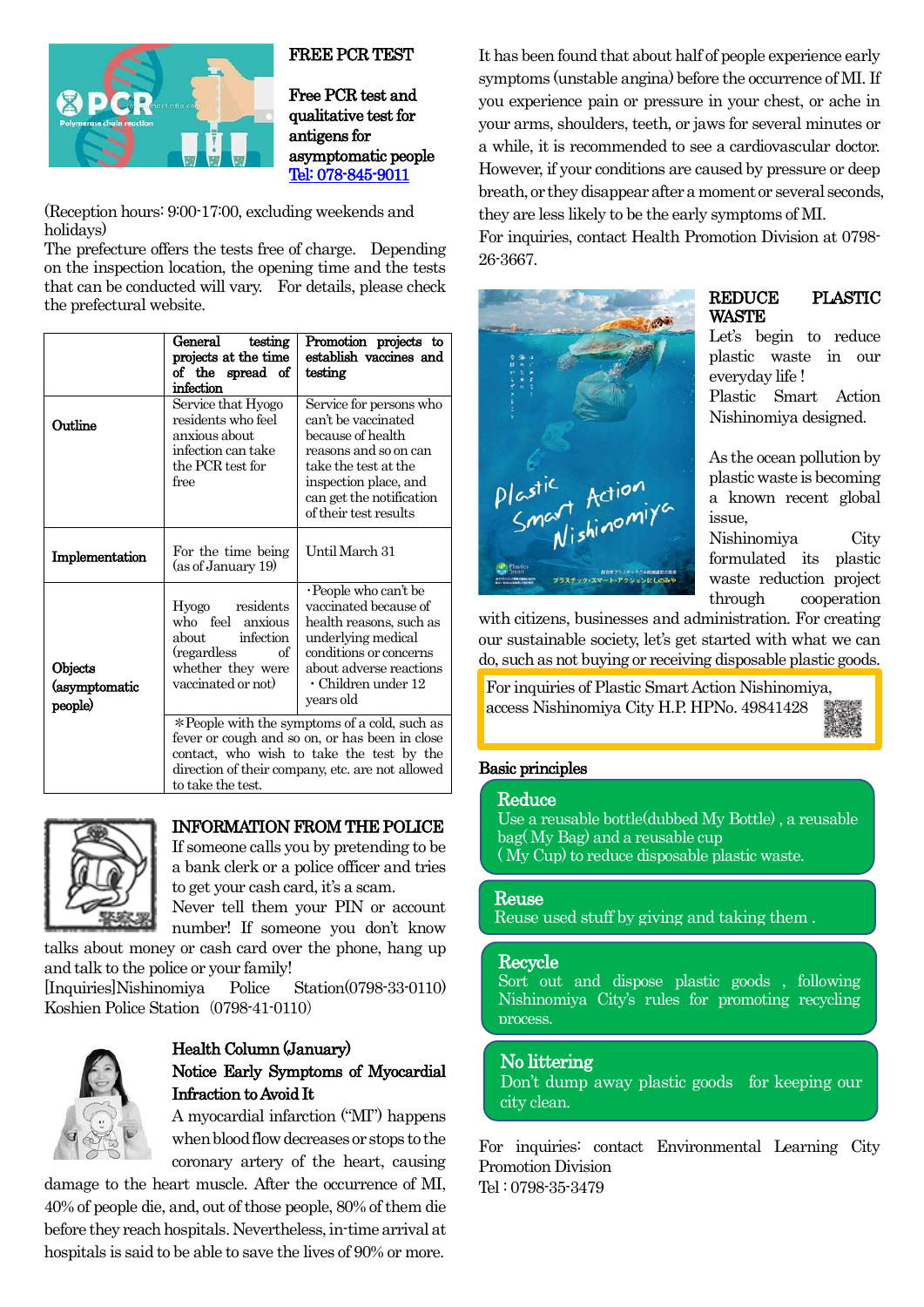## FREE PCR TEST

**Free PCR test and qualitative test for antigens for asymptomatic people**
Tel: 078-845-9011

(Reception hours: 9:00-17:00, excluding weekends and holidays)
The prefecture offers the tests free of charge. Depending on the inspection location, the opening time and the tests that can be conducted will vary. For details, please check the prefectural website.

| | General testing projects at the time of the spread of infection | Promotion projects to establish vaccines and testing |
|---|---|---|
| Outline | Service that Hyogo residents who feel anxious about infection can take the PCR test for free | Service for persons who can't be vaccinated because of health reasons and so on can take the test at the inspection place, and can get the notification of their test results |
| Implementation | For the time being (as of January 19) | Until March 31 |
| Objects (asymptomatic people) | Hyogo residents who feel anxious about infection (regardless of whether they were vaccinated or not) | ・People who can't be vaccinated because of health reasons, such as underlying medical conditions or concerns about adverse reactions<br>・Children under 12 years old |
| | ＊People with the symptoms of a cold, such as fever or cough and so on, or has been in close contact, who wish to take the test by the direction of their company, etc. are not allowed to take the test. | |

## INFORMATION FROM THE POLICE

If someone calls you by pretending to be a bank clerk or a police officer and tries to get your cash card, it's a scam.
Never tell them your PIN or account number! If someone you don't know talks about money or cash card over the phone, hang up and talk to the police or your family!
[Inquiries]Nishinomiya Police Station(0798-33-0110)
Koshien Police Station (0798-41-0110)

## Health Column (January)

### Notice Early Symptoms of Myocardial Infraction to Avoid It

A myocardial infarction ("MI") happens when blood flow decreases or stops to the coronary artery of the heart, causing damage to the heart muscle. After the occurrence of MI, 40% of people die, and, out of those people, 80% of them die before they reach hospitals. Nevertheless, in-time arrival at hospitals is said to be able to save the lives of 90% or more.

It has been found that about half of people experience early symptoms (unstable angina) before the occurrence of MI. If you experience pain or pressure in your chest, or ache in your arms, shoulders, teeth, or jaws for several minutes or a while, it is recommended to see a cardiovascular doctor. However, if your conditions are caused by pressure or deep breath, or they disappear after a moment or several seconds, they are less likely to be the early symptoms of MI.
For inquiries, contact Health Promotion Division at 0798-26-3667.

## REDUCE PLASTIC WASTE

Let's begin to reduce plastic waste in our everyday life !
Plastic Smart Action Nishinomiya designed.

As the ocean pollution by plastic waste is becoming a known recent global issue,
Nishinomiya City formulated its plastic waste reduction project through cooperation with citizens, businesses and administration. For creating our sustainable society, let's get started with what we can do, such as not buying or receiving disposable plastic goods.

For inquiries of Plastic Smart Action Nishinomiya, access Nishinomiya City H.P. HPNo. 49841428

### Basic principles

**Reduce**
Use a reusable bottle(dubbed My Bottle) , a reusable bag( My Bag) and a reusable cup ( My Cup) to reduce disposable plastic waste.

**Reuse**
Reuse used stuff by giving and taking them .

**Recycle**
Sort out and dispose plastic goods , following Nishinomiya City's rules for promoting recycling process.

**No littering**
Don't dump away plastic goods for keeping our city clean.

For inquiries: contact Environmental Learning City Promotion Division
Tel：0798-35-3479